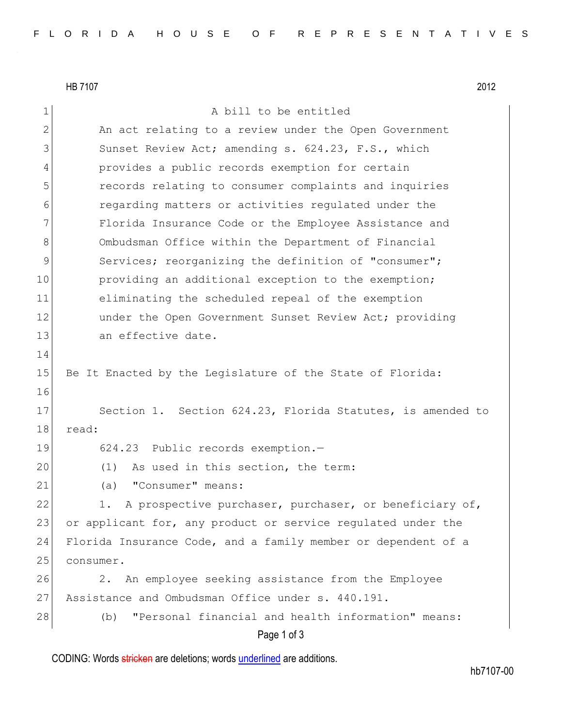HB 7107 2012

A bill to be entitled

An act relating to a review under the Open Government Sunset Review Act; amending s. 624.23, F.S., which provides a public records exemption for certain records relating to consumer complaints and inquiries regarding matters or activities regulated under the Florida Insurance Code or the Employee Assistance and Ombudsman Office within the Department of Financial Services; reorganizing the definition of "consumer"; providing an additional exception to the exemption; eliminating the scheduled repeal of the exemption under the Open Government Sunset Review Act; providing an effective date.

Be It Enacted by the Legislature of the State of Florida:

Section 1. Section 624.23, Florida Statutes, is amended to read:

624.23 Public records exemption.—

(1) As used in this section, the term:

(a) "Consumer" means:

1. A prospective purchaser, purchaser, or beneficiary of, or applicant for, any product or service regulated under the Florida Insurance Code, and a family member or dependent of a consumer.

2. An employee seeking assistance from the Employee Assistance and Ombudsman Office under s. 440.191.

(b) "Personal financial and health information" means:

CODING: Words stricken are deletions; words underlined are additions.

hb7107-00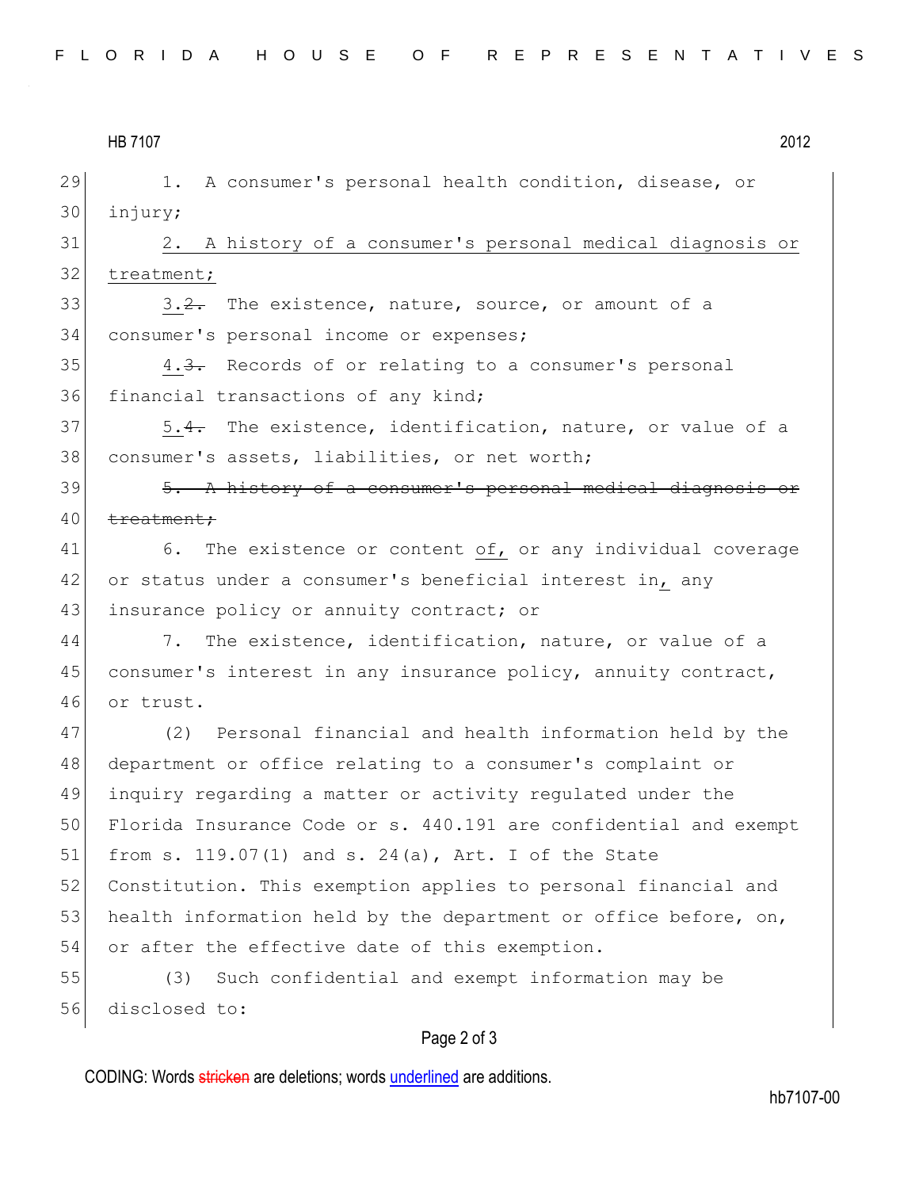1. A consumer's personal health condition, disease, or injury;

<u>2. A history of a consumer's personal medical diagnosis or treatment;</u>

<u>3.</u>~~2.~~ The existence, nature, source, or amount of a consumer's personal income or expenses;

<u>4.</u>~~3.~~ Records of or relating to a consumer's personal financial transactions of any kind;

<u>5.</u>~~4.~~ The existence, identification, nature, or value of a consumer's assets, liabilities, or net worth;

~~5. A history of a consumer's personal medical diagnosis or treatment;~~

6. The existence or content <u>of,</u> or any individual coverage or status under a consumer's beneficial interest in<u>,</u> any insurance policy or annuity contract; or

7. The existence, identification, nature, or value of a consumer's interest in any insurance policy, annuity contract, or trust.

(2) Personal financial and health information held by the department or office relating to a consumer's complaint or inquiry regarding a matter or activity regulated under the Florida Insurance Code or s. 440.191 are confidential and exempt from s. 119.07(1) and s. 24(a), Art. I of the State Constitution. This exemption applies to personal financial and health information held by the department or office before, on, or after the effective date of this exemption.

(3) Such confidential and exempt information may be disclosed to: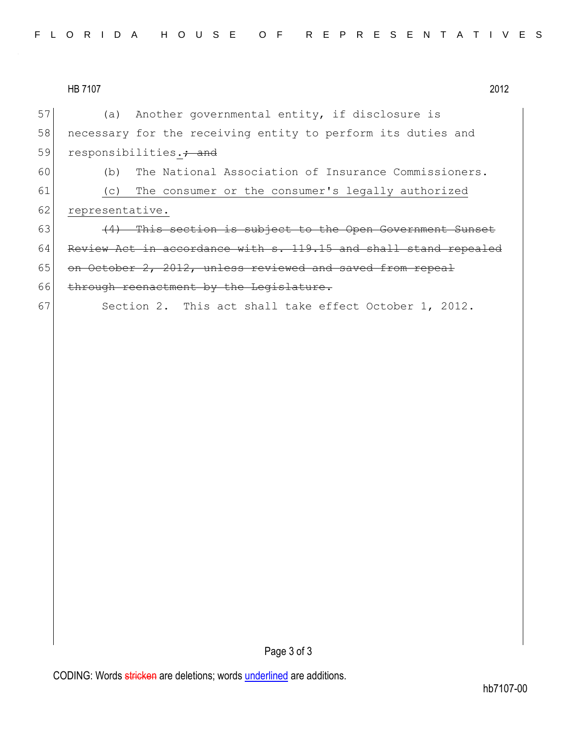(a) Another governmental entity, if disclosure is necessary for the receiving entity to perform its duties and responsibilities.~~; and~~

(b) The National Association of Insurance Commissioners.

<u>(c) The consumer or the consumer's legally authorized representative.</u>

~~(4) This section is subject to the Open Government Sunset Review Act in accordance with s. 119.15 and shall stand repealed on October 2, 2012, unless reviewed and saved from repeal through reenactment by the Legislature.~~

Section 2. This act shall take effect October 1, 2012.